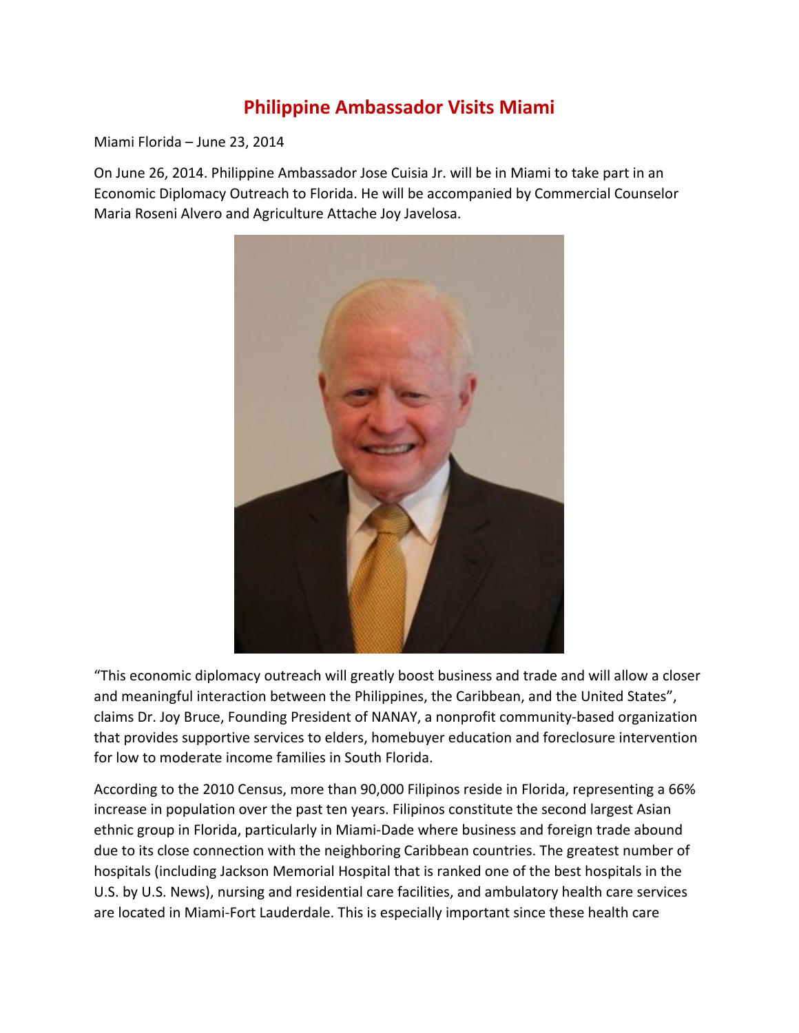# Philippine Ambassador Visits Miami

Miami Florida – June 23, 2014

On June 26, 2014. Philippine Ambassador Jose Cuisia Jr. will be in Miami to take part in an Economic Diplomacy Outreach to Florida. He will be accompanied by Commercial Counselor Maria Roseni Alvero and Agriculture Attache Joy Javelosa.

"This economic diplomacy outreach will greatly boost business and trade and will allow a closer and meaningful interaction between the Philippines, the Caribbean, and the United States", claims Dr. Joy Bruce, Founding President of NANAY, a nonprofit community-based organization that provides supportive services to elders, homebuyer education and foreclosure intervention for low to moderate income families in South Florida.

According to the 2010 Census, more than 90,000 Filipinos reside in Florida, representing a 66% increase in population over the past ten years. Filipinos constitute the second largest Asian ethnic group in Florida, particularly in Miami-Dade where business and foreign trade abound due to its close connection with the neighboring Caribbean countries. The greatest number of hospitals (including Jackson Memorial Hospital that is ranked one of the best hospitals in the U.S. by U.S. News), nursing and residential care facilities, and ambulatory health care services are located in Miami-Fort Lauderdale. This is especially important since these health care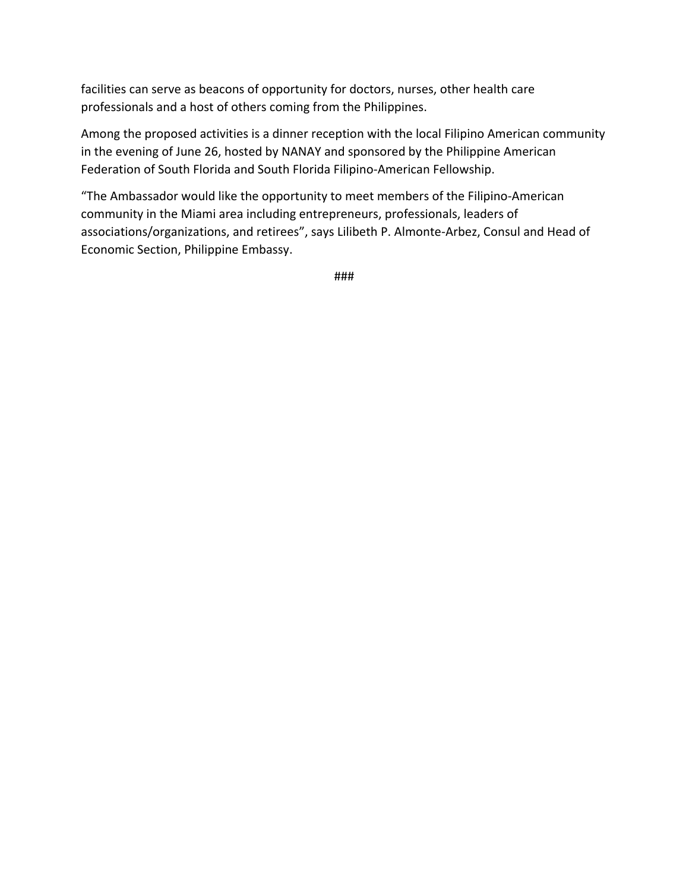facilities can serve as beacons of opportunity for doctors, nurses, other health care professionals and a host of others coming from the Philippines.

Among the proposed activities is a dinner reception with the local Filipino American community in the evening of June 26, hosted by NANAY and sponsored by the Philippine American Federation of South Florida and South Florida Filipino-American Fellowship.

"The Ambassador would like the opportunity to meet members of the Filipino-American community in the Miami area including entrepreneurs, professionals, leaders of associations/organizations, and retirees", says Lilibeth P. Almonte-Arbez, Consul and Head of Economic Section, Philippine Embassy.

###